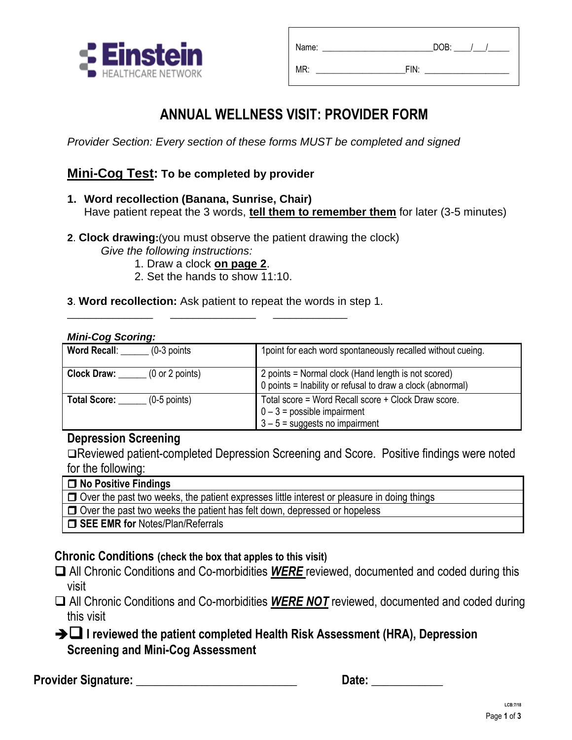**Einstein** HEALTHCARE NETWORK

Name: ________________________DOB: ____/___/_____

MR: ____________________FIN: __________________

# ANNUAL WELLNESS VISIT: PROVIDER FORM

*Provider Section: Every section of these forms MUST be completed and signed*

## Mini-Cog Test: To be completed by provider

1. **Word recollection (Banana, Sunrise, Chair)**
   Have patient repeat the 3 words, **tell them to remember them** for later (3-5 minutes)

2. **Clock drawing:** (you must observe the patient drawing the clock)
   *Give the following instructions:*
   1. Draw a clock **on page 2**.
   2. Set the hands to show 11:10.

3. **Word recollection:** Ask patient to repeat the words in step 1.

______________ ______________ ____________

***Mini-Cog Scoring:***

| | |
|---|---|
| **Word Recall**: ______ (0-3 points) | 1point for each word spontaneously recalled without cueing. |
| **Clock Draw:** ______ (0 or 2 points) | 2 points = Normal clock (Hand length is not scored)<br>0 points = Inability or refusal to draw a clock (abnormal) |
| **Total Score:** ______ (0-5 points) | Total score = Word Recall score + Clock Draw score.<br>0 – 3 = possible impairment<br>3 – 5 = suggests no impairment |

### Depression Screening

❑Reviewed patient-completed Depression Screening and Score. Positive findings were noted for the following:

| |
|---|
| ❐ **No Positive Findings** |
| ❐ Over the past two weeks, the patient expresses little interest or pleasure in doing things |
| ❐ Over the past two weeks the patient has felt down, depressed or hopeless |
| ❐ **SEE EMR for** Notes/Plan/Referrals |

### Chronic Conditions (check the box that apples to this visit)

❑ All Chronic Conditions and Co-morbidities ***WERE*** reviewed, documented and coded during this visit

❑ All Chronic Conditions and Co-morbidities ***WERE NOT*** reviewed, documented and coded during this visit

➔❑ **I reviewed the patient completed Health Risk Assessment (HRA), Depression Screening and Mini-Cog Assessment**

**Provider Signature:** __________________________ **Date:** ___________

LCB:7/18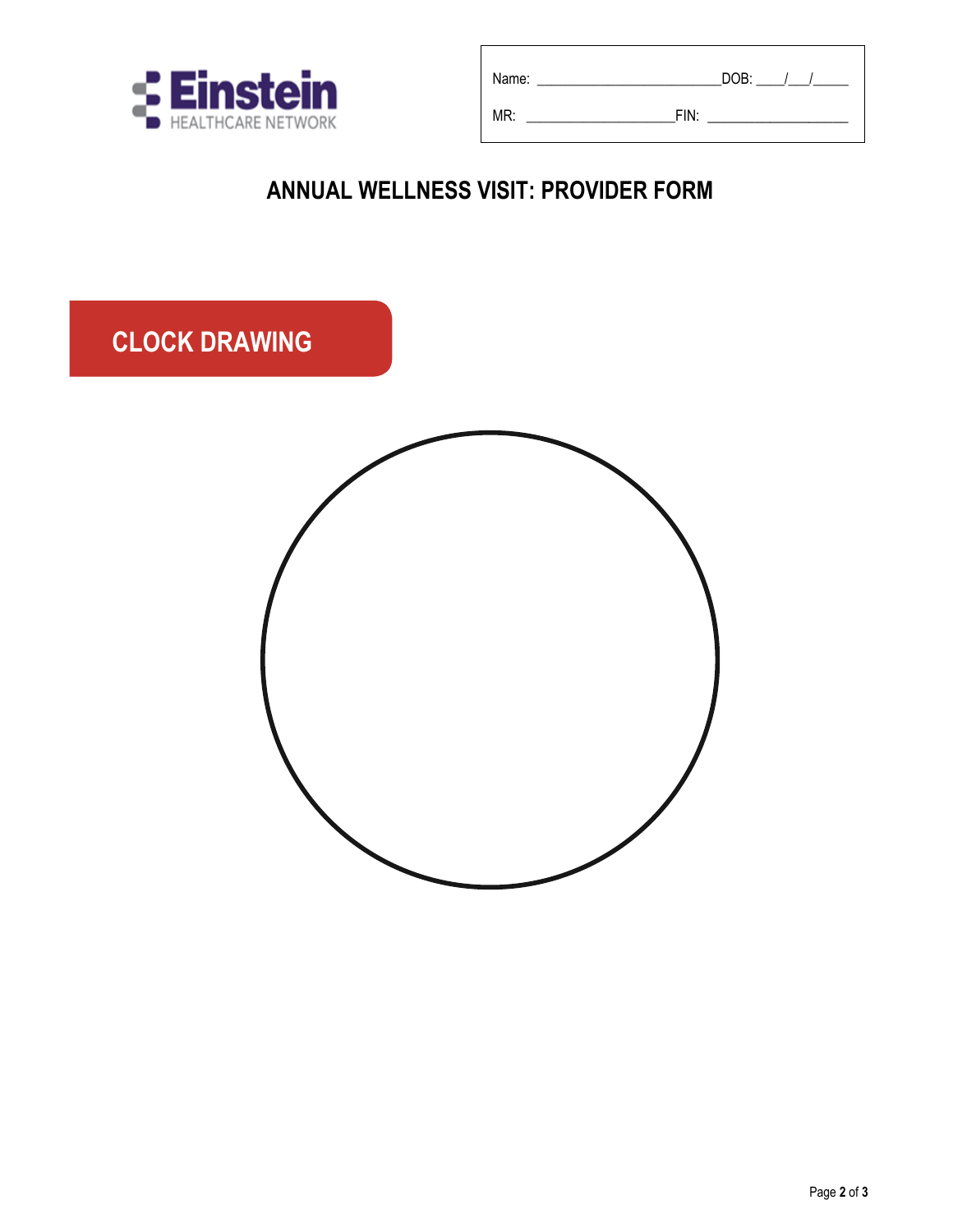Einstein HEALTHCARE NETWORK

Name: ________________________DOB: ____/___/_____

MR: ____________________FIN: ___________________

# ANNUAL WELLNESS VISIT: PROVIDER FORM

## CLOCK DRAWING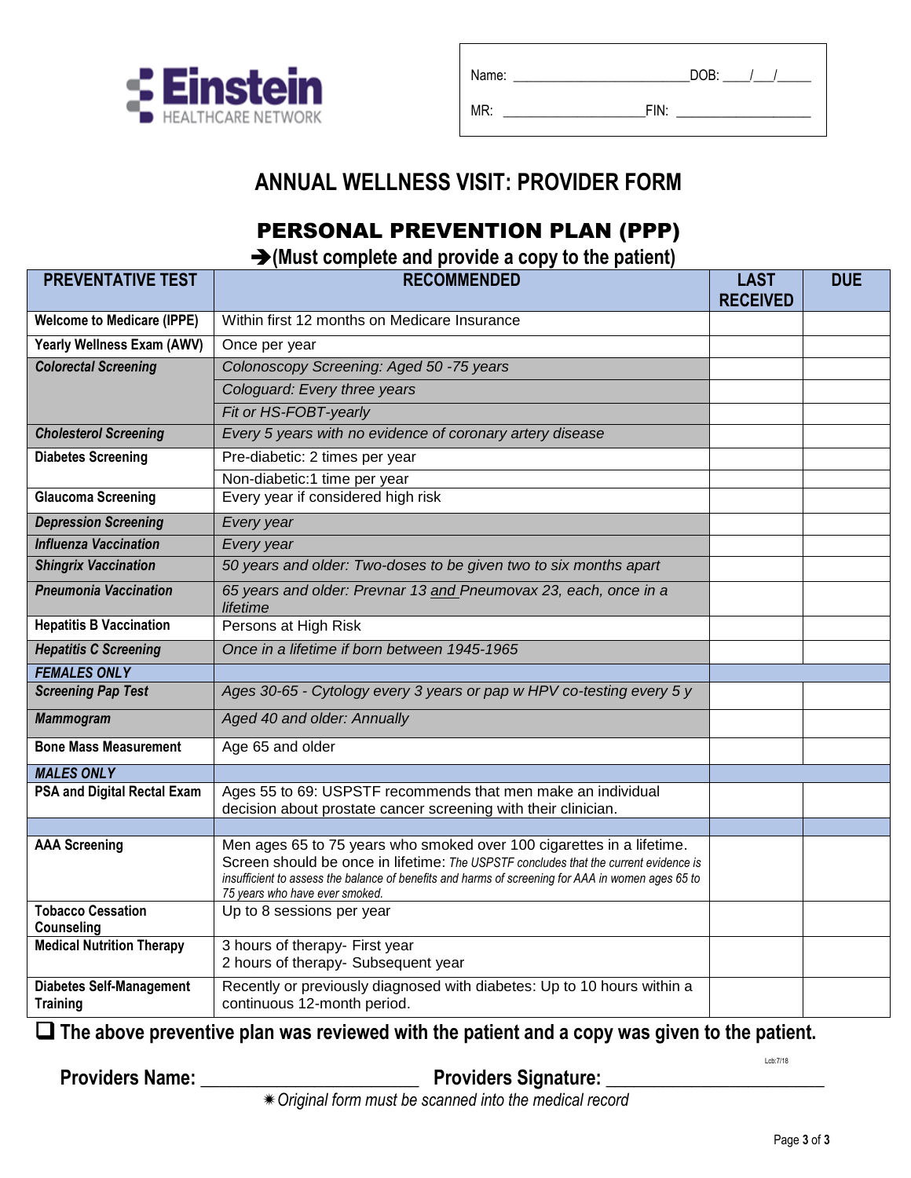Einstein HEALTHCARE NETWORK

Name: ________________________DOB: ____/___/_____

MR: ____________________FIN: ____________________

# ANNUAL WELLNESS VISIT: PROVIDER FORM

## PERSONAL PREVENTION PLAN (PPP)

**➔(Must complete and provide a copy to the patient)**

| PREVENTATIVE TEST | RECOMMENDED | LAST RECEIVED | DUE |
|---|---|---|---|
| **Welcome to Medicare (IPPE)** | Within first 12 months on Medicare Insurance | | |
| **Yearly Wellness Exam (AWV)** | Once per year | | |
| ***Colorectal Screening*** | *Colonoscopy Screening: Aged 50 -75 years* | | |
| | *Cologuard: Every three years* | | |
| | *Fit or HS-FOBT-yearly* | | |
| ***Cholesterol Screening*** | *Every 5 years with no evidence of coronary artery disease* | | |
| **Diabetes Screening** | Pre-diabetic: 2 times per year | | |
| | Non-diabetic:1 time per year | | |
| **Glaucoma Screening** | Every year if considered high risk | | |
| ***Depression Screening*** | *Every year* | | |
| ***Influenza Vaccination*** | *Every year* | | |
| ***Shingrix Vaccination*** | *50 years and older: Two-doses to be given two to six months apart* | | |
| ***Pneumonia Vaccination*** | *65 years and older: Prevnar 13 and Pneumovax 23, each, once in a lifetime* | | |
| **Hepatitis B Vaccination** | Persons at High Risk | | |
| ***Hepatitis C Screening*** | *Once in a lifetime if born between 1945-1965* | | |
| ***FEMALES ONLY*** | | | |
| ***Screening Pap Test*** | *Ages 30-65 - Cytology every 3 years or pap w HPV co-testing every 5 y* | | |
| ***Mammogram*** | *Aged 40 and older: Annually* | | |
| **Bone Mass Measurement** | Age 65 and older | | |
| ***MALES ONLY*** | | | |
| **PSA and Digital Rectal Exam** | Ages 55 to 69: USPSTF recommends that men make an individual decision about prostate cancer screening with their clinician. | | |
| | | | |
| **AAA Screening** | Men ages 65 to 75 years who smoked over 100 cigarettes in a lifetime. Screen should be once in lifetime: *The USPSTF concludes that the current evidence is insufficient to assess the balance of benefits and harms of screening for AAA in women ages 65 to 75 years who have ever smoked.* | | |
| **Tobacco Cessation Counseling** | Up to 8 sessions per year | | |
| **Medical Nutrition Therapy** | 3 hours of therapy- First year<br>2 hours of therapy- Subsequent year | | |
| **Diabetes Self-Management Training** | Recently or previously diagnosed with diabetes: Up to 10 hours within a continuous 12-month period. | | |

❑ **The above preventive plan was reviewed with the patient and a copy was given to the patient.**

Lcb:7/18

**Providers Name:** ______________________ **Providers Signature:** ______________________

✷ *Original form must be scanned into the medical record*